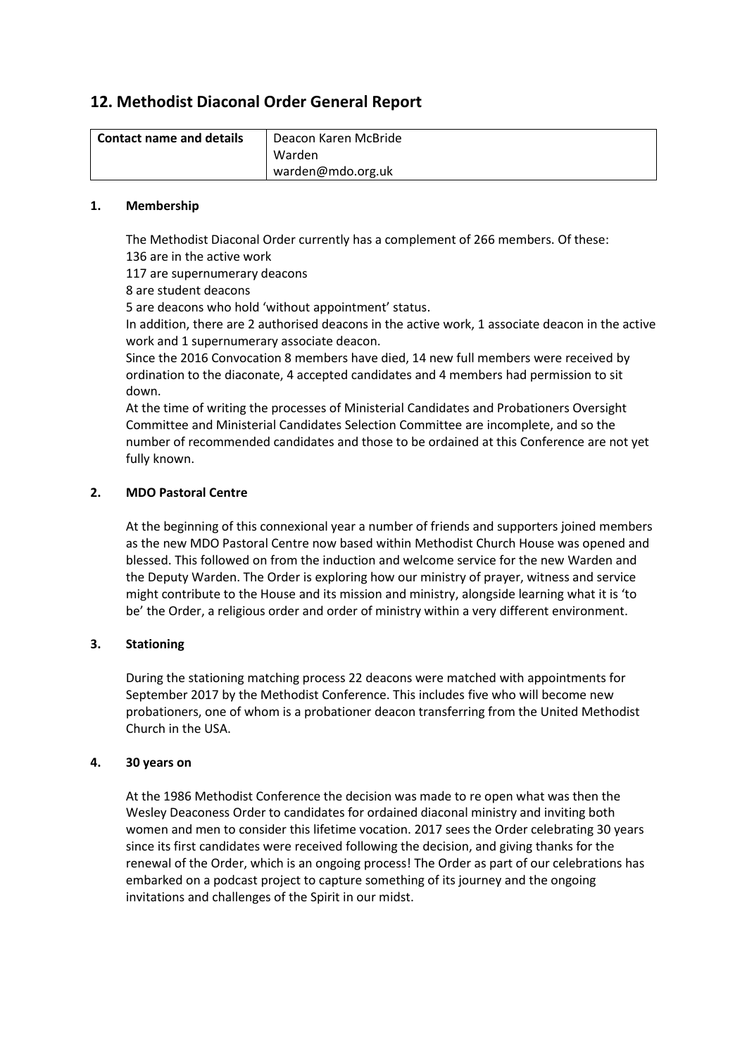## 12. Methodist Diaconal Order General Report

| | |
|---|---|
| **Contact name and details** | Deacon Karen McBride<br>Warden<br>warden@mdo.org.uk |

### 1. Membership

The Methodist Diaconal Order currently has a complement of 266 members. Of these:
136 are in the active work
117 are supernumerary deacons
8 are student deacons
5 are deacons who hold 'without appointment' status.
In addition, there are 2 authorised deacons in the active work, 1 associate deacon in the active work and 1 supernumerary associate deacon.
Since the 2016 Convocation 8 members have died, 14 new full members were received by ordination to the diaconate, 4 accepted candidates and 4 members had permission to sit down.
At the time of writing the processes of Ministerial Candidates and Probationers Oversight Committee and Ministerial Candidates Selection Committee are incomplete, and so the number of recommended candidates and those to be ordained at this Conference are not yet fully known.

### 2. MDO Pastoral Centre

At the beginning of this connexional year a number of friends and supporters joined members as the new MDO Pastoral Centre now based within Methodist Church House was opened and blessed. This followed on from the induction and welcome service for the new Warden and the Deputy Warden. The Order is exploring how our ministry of prayer, witness and service might contribute to the House and its mission and ministry, alongside learning what it is 'to be' the Order, a religious order and order of ministry within a very different environment.

### 3. Stationing

During the stationing matching process 22 deacons were matched with appointments for September 2017 by the Methodist Conference. This includes five who will become new probationers, one of whom is a probationer deacon transferring from the United Methodist Church in the USA.

### 4. 30 years on

At the 1986 Methodist Conference the decision was made to re open what was then the Wesley Deaconess Order to candidates for ordained diaconal ministry and inviting both women and men to consider this lifetime vocation. 2017 sees the Order celebrating 30 years since its first candidates were received following the decision, and giving thanks for the renewal of the Order, which is an ongoing process! The Order as part of our celebrations has embarked on a podcast project to capture something of its journey and the ongoing invitations and challenges of the Spirit in our midst.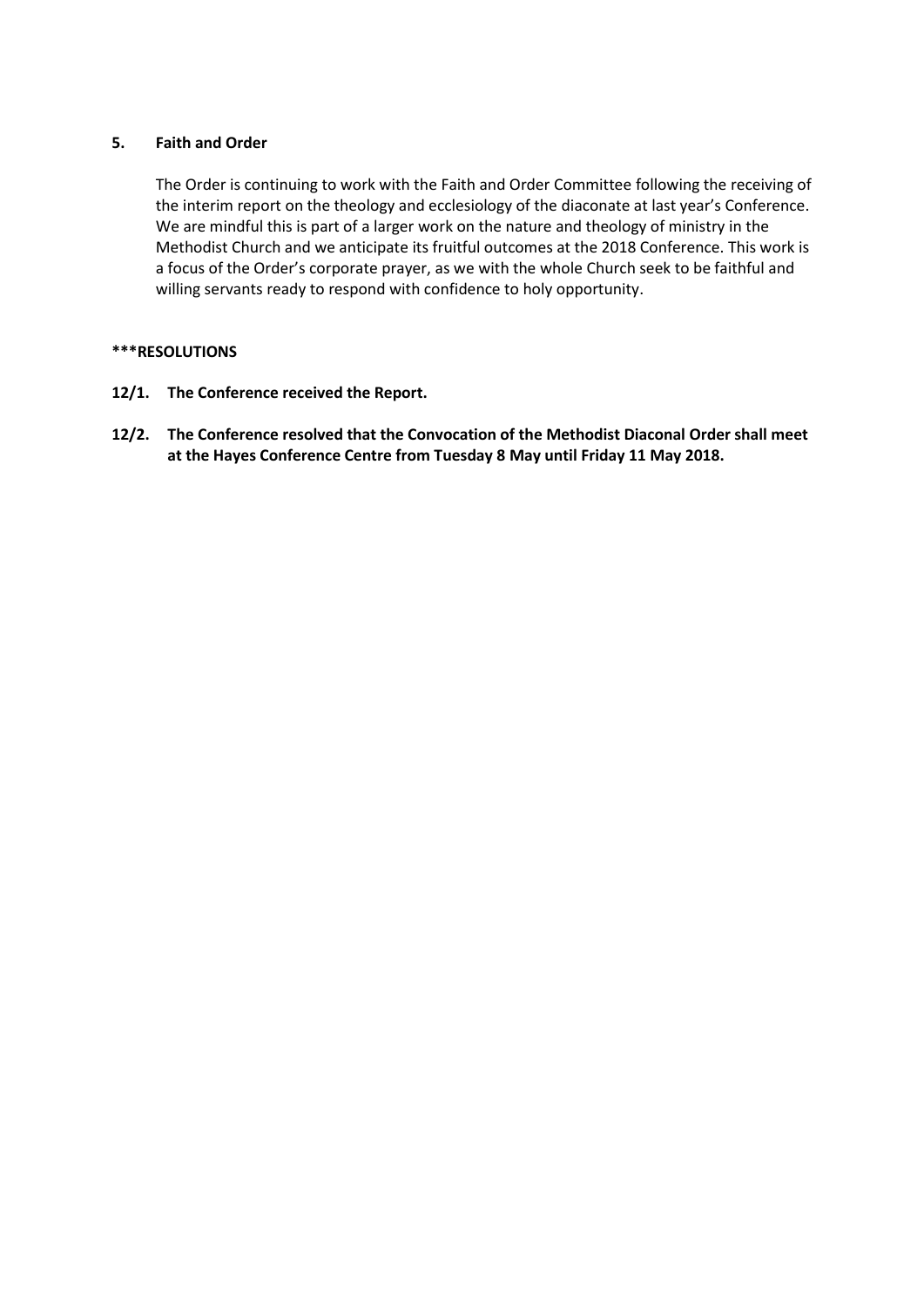### 5. Faith and Order

The Order is continuing to work with the Faith and Order Committee following the receiving of the interim report on the theology and ecclesiology of the diaconate at last year's Conference. We are mindful this is part of a larger work on the nature and theology of ministry in the Methodist Church and we anticipate its fruitful outcomes at the 2018 Conference. This work is a focus of the Order's corporate prayer, as we with the whole Church seek to be faithful and willing servants ready to respond with confidence to holy opportunity.

**\*\*\*RESOLUTIONS**

**12/1. The Conference received the Report.**

**12/2. The Conference resolved that the Convocation of the Methodist Diaconal Order shall meet at the Hayes Conference Centre from Tuesday 8 May until Friday 11 May 2018.**